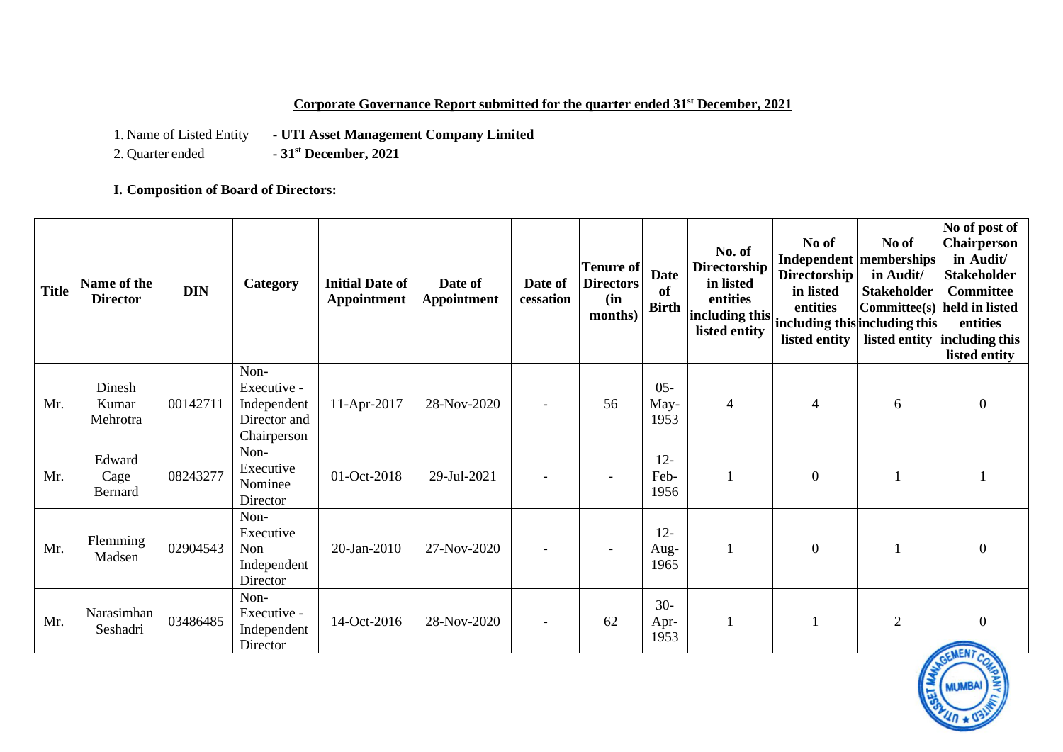**Corporate Governance Report submitted for the quarter ended 31st December, 2021**

1. Name of Listed Entity **- UTI Asset Management Company Limited**
2. Quarter ended **- 31st December, 2021**

**I. Composition of Board of Directors:**

| Title | Name of the Director | DIN | Category | Initial Date of Appointment | Date of Appointment | Date of cessation | Tenure of Directors (in months) | Date of Birth | No. of Directorship in listed entities including this listed entity | No of Independent Directorship in listed entities including this listed entity | No of memberships in Audit/ Stakeholder Committee(s) including this listed entity | No of post of Chairperson in Audit/ Stakeholder Committee held in listed entities including this listed entity |
|---|---|---|---|---|---|---|---|---|---|---|---|---|
| Mr. | Dinesh Kumar Mehrotra | 00142711 | Non-Executive - Independent Director and Chairperson | 11-Apr-2017 | 28-Nov-2020 | - | 56 | 05-May-1953 | 4 | 4 | 6 | 0 |
| Mr. | Edward Cage Bernard | 08243277 | Non-Executive Nominee Director | 01-Oct-2018 | 29-Jul-2021 | - | - | 12-Feb-1956 | 1 | 0 | 1 | 1 |
| Mr. | Flemming Madsen | 02904543 | Non-Executive Non Independent Director | 20-Jan-2010 | 27-Nov-2020 | - | - | 12-Aug-1965 | 1 | 0 | 1 | 0 |
| Mr. | Narasimhan Seshadri | 03486485 | Non-Executive - Independent Director | 14-Oct-2016 | 28-Nov-2020 | - | 62 | 30-Apr-1953 | 1 | 1 | 2 | 0 |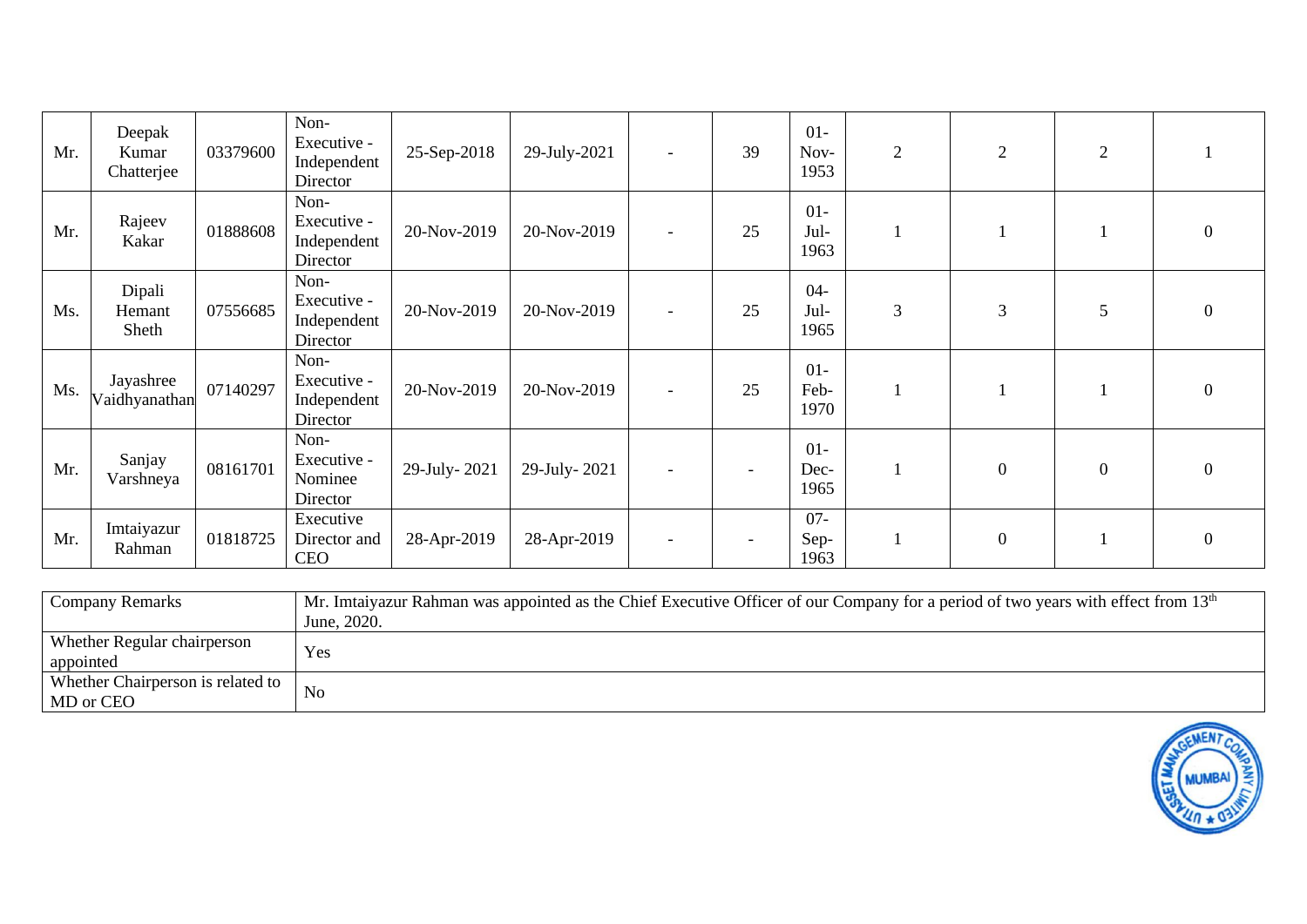| | | | | | | | | | | | | |
|---|---|---|---|---|---|---|---|---|---|---|---|---|
| Mr. | Deepak Kumar Chatterjee | 03379600 | Non-Executive - Independent Director | 25-Sep-2018 | 29-July-2021 | - | 39 | 01-Nov-1953 | 2 | 2 | 2 | 1 |
| Mr. | Rajeev Kakar | 01888608 | Non-Executive - Independent Director | 20-Nov-2019 | 20-Nov-2019 | - | 25 | 01-Jul-1963 | 1 | 1 | 1 | 0 |
| Ms. | Dipali Hemant Sheth | 07556685 | Non-Executive - Independent Director | 20-Nov-2019 | 20-Nov-2019 | - | 25 | 04-Jul-1965 | 3 | 3 | 5 | 0 |
| Ms. | Jayashree Vaidhyanathan | 07140297 | Non-Executive - Independent Director | 20-Nov-2019 | 20-Nov-2019 | - | 25 | 01-Feb-1970 | 1 | 1 | 1 | 0 |
| Mr. | Sanjay Varshneya | 08161701 | Non-Executive - Nominee Director | 29-July- 2021 | 29-July- 2021 | - | - | 01-Dec-1965 | 1 | 0 | 0 | 0 |
| Mr. | Imtaiyazur Rahman | 01818725 | Executive Director and CEO | 28-Apr-2019 | 28-Apr-2019 | - | - | 07-Sep-1963 | 1 | 0 | 1 | 0 |

| | |
|---|---|
| Company Remarks | Mr. Imtaiyazur Rahman was appointed as the Chief Executive Officer of our Company for a period of two years with effect from 13th June, 2020. |
| Whether Regular chairperson appointed | Yes |
| Whether Chairperson is related to MD or CEO | No |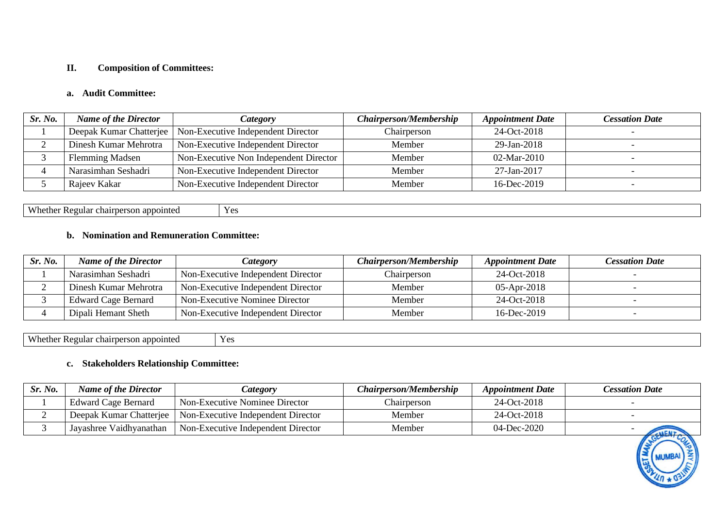## II. Composition of Committees:

### a. Audit Committee:

| *Sr. No.* | *Name of the Director* | *Category* | *Chairperson/Membership* | *Appointment Date* | *Cessation Date* |
|---|---|---|---|---|---|
| 1 | Deepak Kumar Chatterjee | Non-Executive Independent Director | Chairperson | 24-Oct-2018 | - |
| 2 | Dinesh Kumar Mehrotra | Non-Executive Independent Director | Member | 29-Jan-2018 | - |
| 3 | Flemming Madsen | Non-Executive Non Independent Director | Member | 02-Mar-2010 | - |
| 4 | Narasimhan Seshadri | Non-Executive Independent Director | Member | 27-Jan-2017 | - |
| 5 | Rajeev Kakar | Non-Executive Independent Director | Member | 16-Dec-2019 | - |

| Whether Regular chairperson appointed | Yes |
|---|---|

### b. Nomination and Remuneration Committee:

| *Sr. No.* | *Name of the Director* | *Category* | *Chairperson/Membership* | *Appointment Date* | *Cessation Date* |
|---|---|---|---|---|---|
| 1 | Narasimhan Seshadri | Non-Executive Independent Director | Chairperson | 24-Oct-2018 | - |
| 2 | Dinesh Kumar Mehrotra | Non-Executive Independent Director | Member | 05-Apr-2018 | - |
| 3 | Edward Cage Bernard | Non-Executive Nominee Director | Member | 24-Oct-2018 | - |
| 4 | Dipali Hemant Sheth | Non-Executive Independent Director | Member | 16-Dec-2019 | - |

| Whether Regular chairperson appointed | Yes |
|---|---|

### c. Stakeholders Relationship Committee:

| *Sr. No.* | *Name of the Director* | *Category* | *Chairperson/Membership* | *Appointment Date* | *Cessation Date* |
|---|---|---|---|---|---|
| 1 | Edward Cage Bernard | Non-Executive Nominee Director | Chairperson | 24-Oct-2018 | - |
| 2 | Deepak Kumar Chatterjee | Non-Executive Independent Director | Member | 24-Oct-2018 | - |
| 3 | Jayashree Vaidhyanathan | Non-Executive Independent Director | Member | 04-Dec-2020 | - |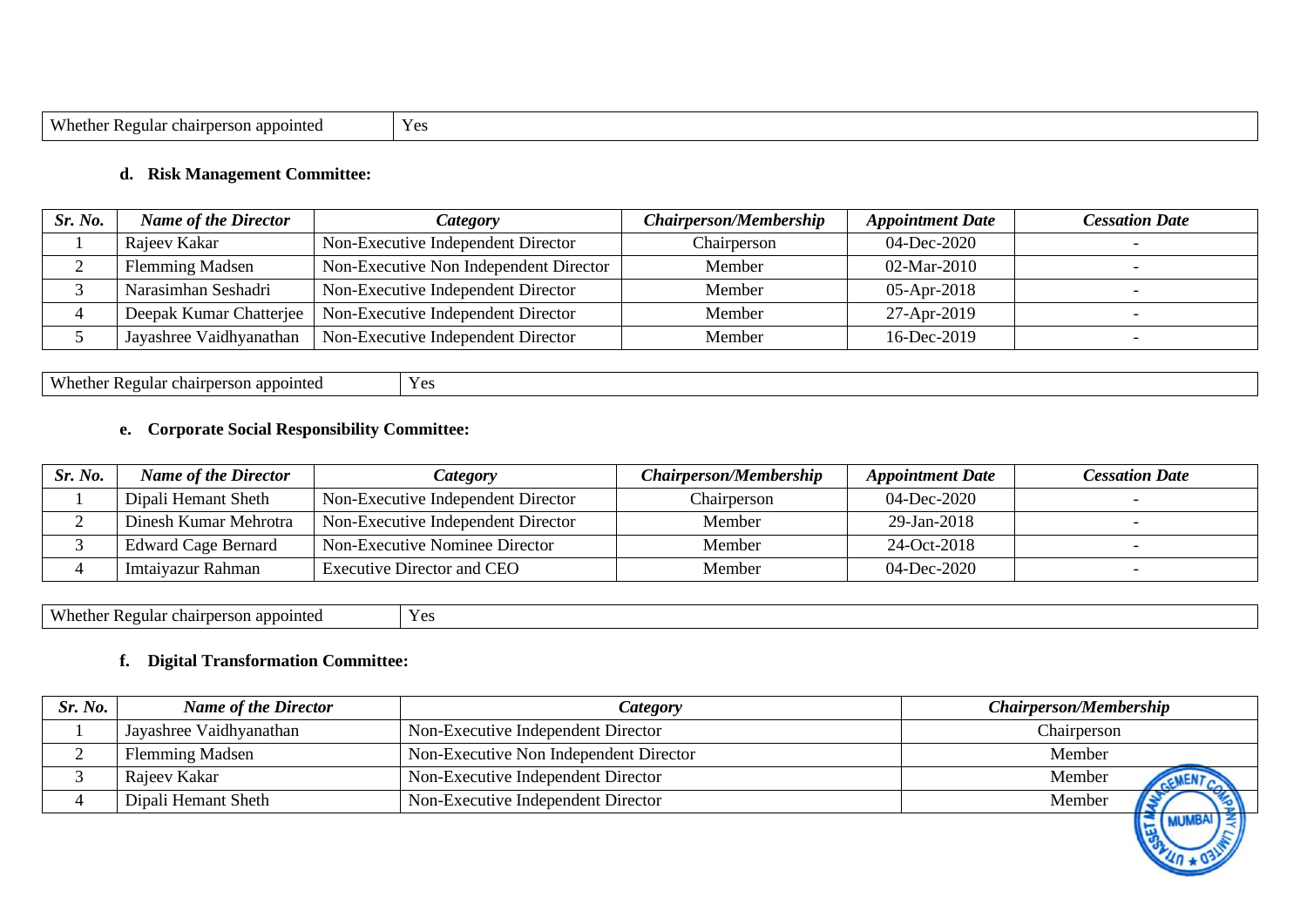| Whether Regular chairperson appointed | Yes |
|---|---|

### d. Risk Management Committee:

| *Sr. No.* | *Name of the Director* | *Category* | *Chairperson/Membership* | *Appointment Date* | *Cessation Date* |
|---|---|---|---|---|---|
| 1 | Rajeev Kakar | Non-Executive Independent Director | Chairperson | 04-Dec-2020 | - |
| 2 | Flemming Madsen | Non-Executive Non Independent Director | Member | 02-Mar-2010 | - |
| 3 | Narasimhan Seshadri | Non-Executive Independent Director | Member | 05-Apr-2018 | - |
| 4 | Deepak Kumar Chatterjee | Non-Executive Independent Director | Member | 27-Apr-2019 | - |
| 5 | Jayashree Vaidhyanathan | Non-Executive Independent Director | Member | 16-Dec-2019 | - |

| Whether Regular chairperson appointed | Yes |
|---|---|

### e. Corporate Social Responsibility Committee:

| *Sr. No.* | *Name of the Director* | *Category* | *Chairperson/Membership* | *Appointment Date* | *Cessation Date* |
|---|---|---|---|---|---|
| 1 | Dipali Hemant Sheth | Non-Executive Independent Director | Chairperson | 04-Dec-2020 | - |
| 2 | Dinesh Kumar Mehrotra | Non-Executive Independent Director | Member | 29-Jan-2018 | - |
| 3 | Edward Cage Bernard | Non-Executive Nominee Director | Member | 24-Oct-2018 | - |
| 4 | Imtaiyazur Rahman | Executive Director and CEO | Member | 04-Dec-2020 | - |

| Whether Regular chairperson appointed | Yes |
|---|---|

### f. Digital Transformation Committee:

| *Sr. No.* | *Name of the Director* | *Category* | *Chairperson/Membership* |
|---|---|---|---|
| 1 | Jayashree Vaidhyanathan | Non-Executive Independent Director | Chairperson |
| 2 | Flemming Madsen | Non-Executive Non Independent Director | Member |
| 3 | Rajeev Kakar | Non-Executive Independent Director | Member |
| 4 | Dipali Hemant Sheth | Non-Executive Independent Director | Member |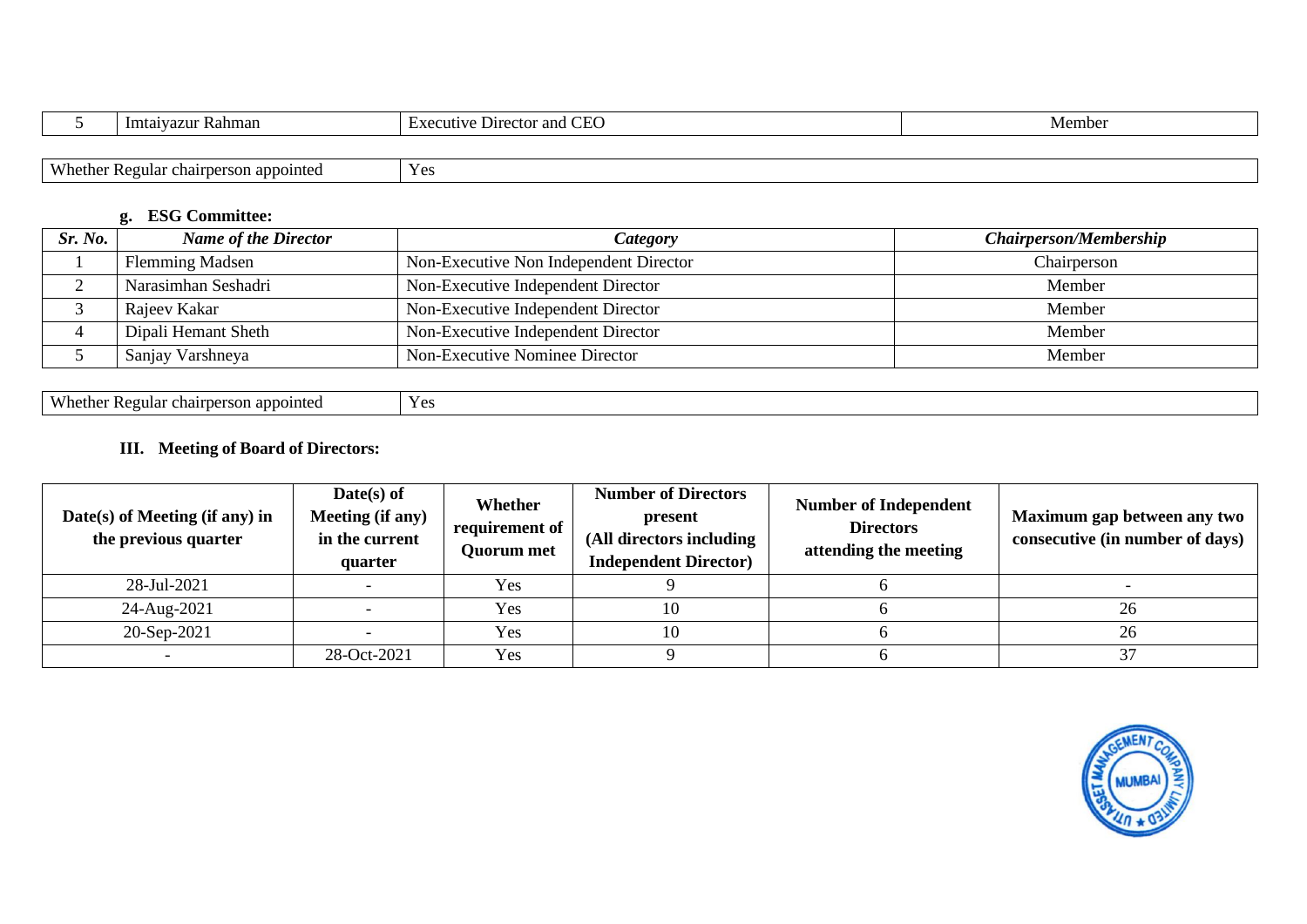| 5 | Imtaiyazur Rahman | Executive Director and CEO | Member |
|---|---|---|---|

| Whether Regular chairperson appointed | Yes |
|---|---|

**g. ESG Committee:**

| *Sr. No.* | *Name of the Director* | *Category* | *Chairperson/Membership* |
|---|---|---|---|
| 1 | Flemming Madsen | Non-Executive Non Independent Director | Chairperson |
| 2 | Narasimhan Seshadri | Non-Executive Independent Director | Member |
| 3 | Rajeev Kakar | Non-Executive Independent Director | Member |
| 4 | Dipali Hemant Sheth | Non-Executive Independent Director | Member |
| 5 | Sanjay Varshneya | Non-Executive Nominee Director | Member |

| Whether Regular chairperson appointed | Yes |
|---|---|

### III. Meeting of Board of Directors:

| Date(s) of Meeting (if any) in the previous quarter | Date(s) of Meeting (if any) in the current quarter | Whether requirement of Quorum met | Number of Directors present (All directors including Independent Director) | Number of Independent Directors attending the meeting | Maximum gap between any two consecutive (in number of days) |
|---|---|---|---|---|---|
| 28-Jul-2021 | - | Yes | 9 | 6 | - |
| 24-Aug-2021 | - | Yes | 10 | 6 | 26 |
| 20-Sep-2021 | - | Yes | 10 | 6 | 26 |
| - | 28-Oct-2021 | Yes | 9 | 6 | 37 |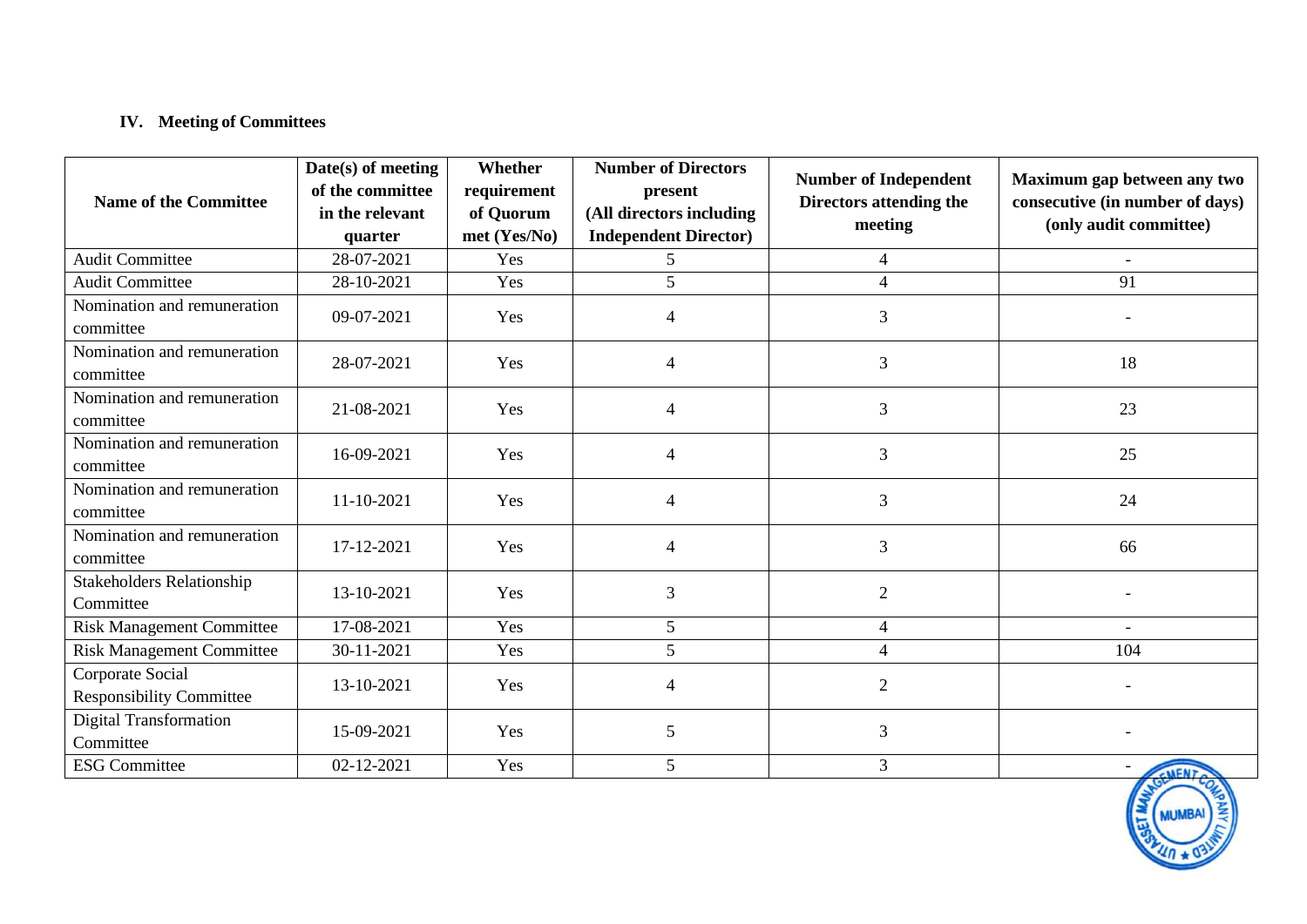## IV. Meeting of Committees

| Name of the Committee | Date(s) of meeting of the committee in the relevant quarter | Whether requirement of Quorum met (Yes/No) | Number of Directors present (All directors including Independent Director) | Number of Independent Directors attending the meeting | Maximum gap between any two consecutive (in number of days) (only audit committee) |
|---|---|---|---|---|---|
| Audit Committee | 28-07-2021 | Yes | 5 | 4 | - |
| Audit Committee | 28-10-2021 | Yes | 5 | 4 | 91 |
| Nomination and remuneration committee | 09-07-2021 | Yes | 4 | 3 | - |
| Nomination and remuneration committee | 28-07-2021 | Yes | 4 | 3 | 18 |
| Nomination and remuneration committee | 21-08-2021 | Yes | 4 | 3 | 23 |
| Nomination and remuneration committee | 16-09-2021 | Yes | 4 | 3 | 25 |
| Nomination and remuneration committee | 11-10-2021 | Yes | 4 | 3 | 24 |
| Nomination and remuneration committee | 17-12-2021 | Yes | 4 | 3 | 66 |
| Stakeholders Relationship Committee | 13-10-2021 | Yes | 3 | 2 | - |
| Risk Management Committee | 17-08-2021 | Yes | 5 | 4 | - |
| Risk Management Committee | 30-11-2021 | Yes | 5 | 4 | 104 |
| Corporate Social Responsibility Committee | 13-10-2021 | Yes | 4 | 2 | - |
| Digital Transformation Committee | 15-09-2021 | Yes | 5 | 3 | - |
| ESG Committee | 02-12-2021 | Yes | 5 | 3 | - |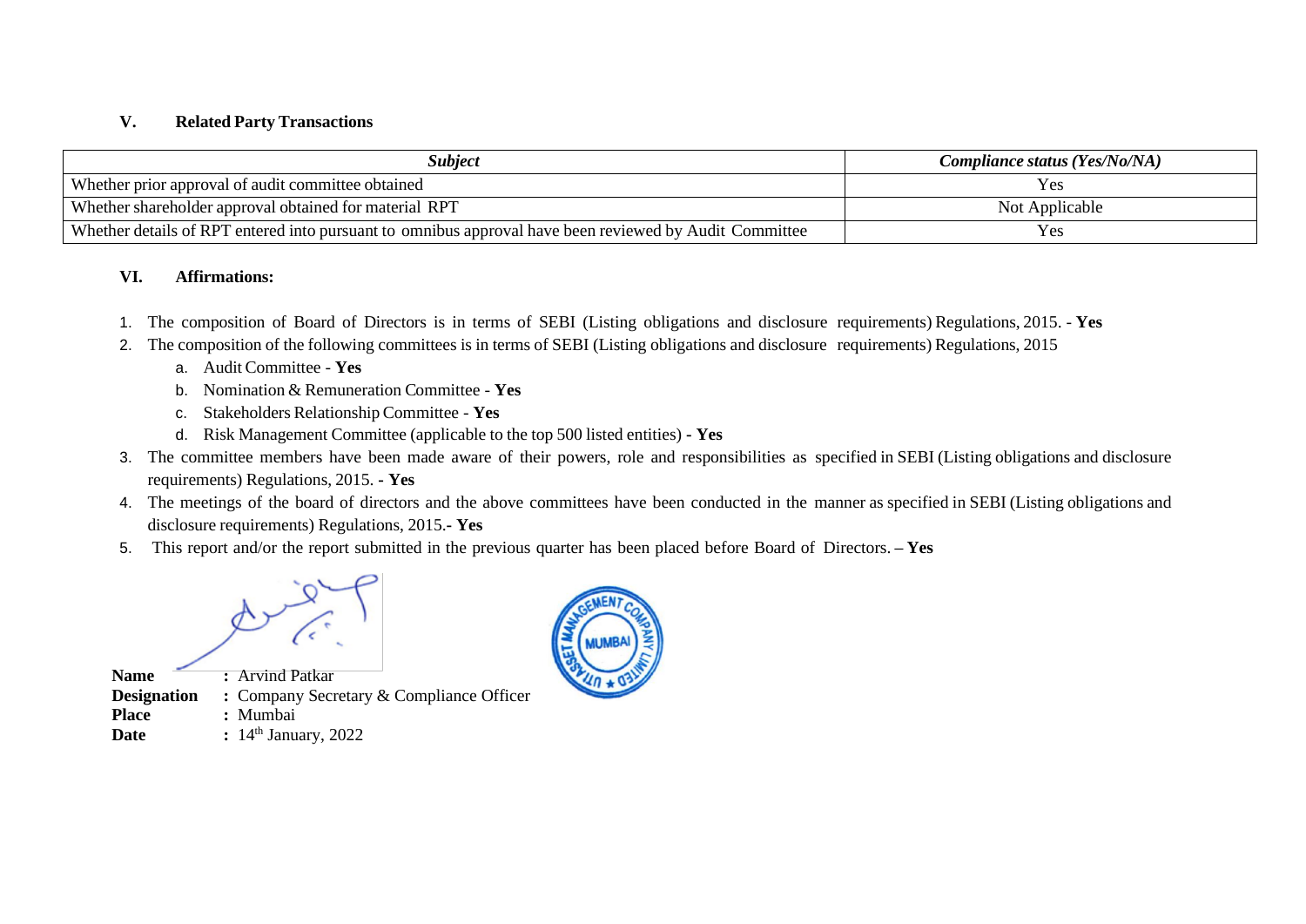## V. Related Party Transactions

| *Subject* | *Compliance status (Yes/No/NA)* |
|---|---|
| Whether prior approval of audit committee obtained | Yes |
| Whether shareholder approval obtained for material RPT | Not Applicable |
| Whether details of RPT entered into pursuant to omnibus approval have been reviewed by Audit Committee | Yes |

## VI. Affirmations:

1. The composition of Board of Directors is in terms of SEBI (Listing obligations and disclosure requirements) Regulations, 2015. - **Yes**
2. The composition of the following committees is in terms of SEBI (Listing obligations and disclosure requirements) Regulations, 2015
   a. Audit Committee - **Yes**
   b. Nomination & Remuneration Committee - **Yes**
   c. Stakeholders Relationship Committee - **Yes**
   d. Risk Management Committee (applicable to the top 500 listed entities) **- Yes**
3. The committee members have been made aware of their powers, role and responsibilities as specified in SEBI (Listing obligations and disclosure requirements) Regulations, 2015. **- Yes**
4. The meetings of the board of directors and the above committees have been conducted in the manner as specified in SEBI (Listing obligations and disclosure requirements) Regulations, 2015.**- Yes**
5. This report and/or the report submitted in the previous quarter has been placed before Board of Directors. **– Yes**

**Name** : Arvind Patkar
**Designation** : Company Secretary & Compliance Officer
**Place** : Mumbai
**Date** : 14th January, 2022